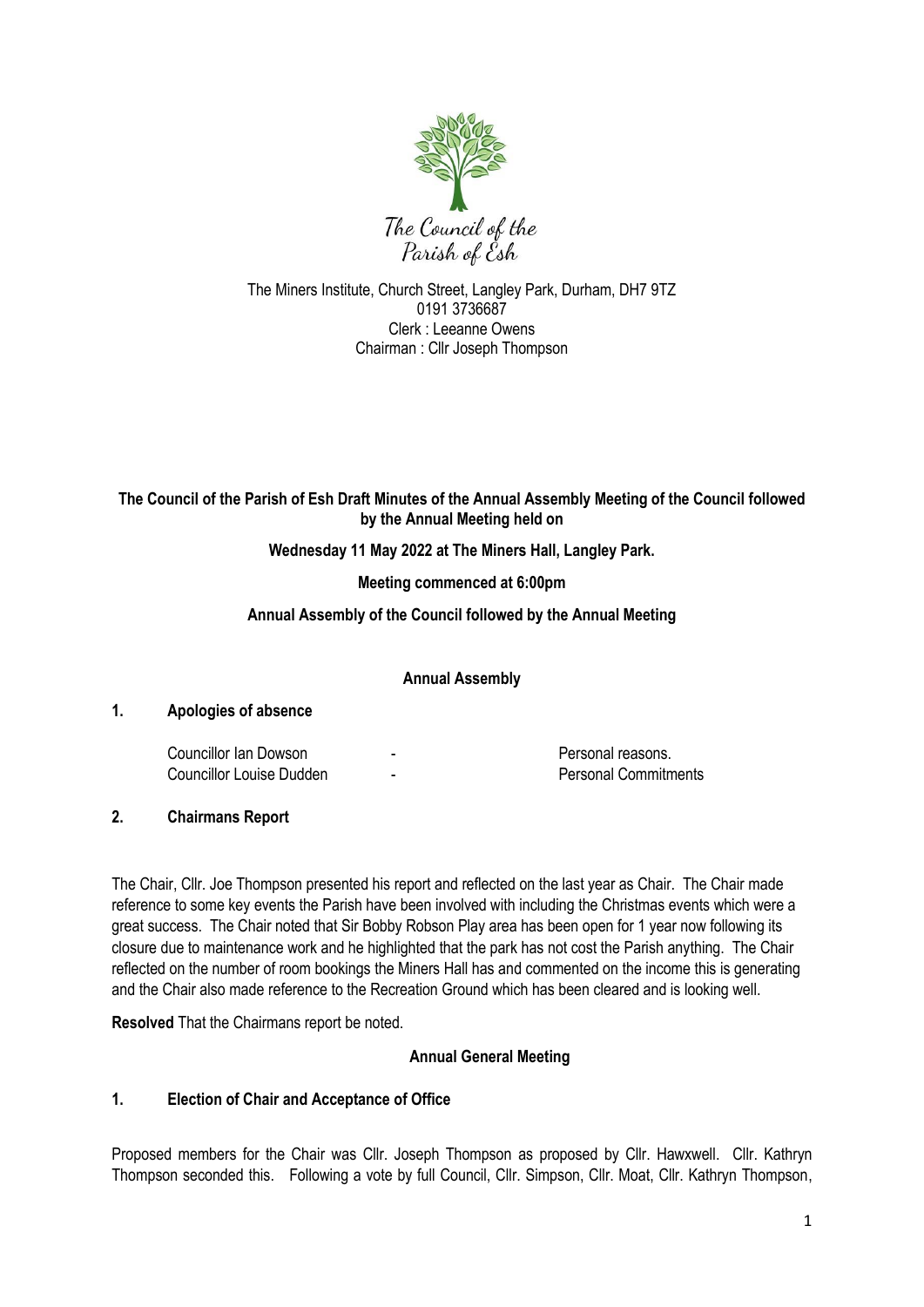The Council of the Parish of Esh

The Miners Institute, Church Street, Langley Park, Durham, DH7 9TZ
0191 3736687
Clerk : Leeanne Owens
Chairman : Cllr Joseph Thompson

**The Council of the Parish of Esh Draft Minutes of the Annual Assembly Meeting of the Council followed by the Annual Meeting held on**

**Wednesday 11 May 2022 at The Miners Hall, Langley Park.**

**Meeting commenced at 6:00pm**

**Annual Assembly of the Council followed by the Annual Meeting**

## Annual Assembly

### 1. Apologies of absence

| | | |
|---|---|---|
| Councillor Ian Dowson | - | Personal reasons. |
| Councillor Louise Dudden | - | Personal Commitments |

### 2. Chairmans Report

The Chair, Cllr. Joe Thompson presented his report and reflected on the last year as Chair. The Chair made reference to some key events the Parish have been involved with including the Christmas events which were a great success. The Chair noted that Sir Bobby Robson Play area has been open for 1 year now following its closure due to maintenance work and he highlighted that the park has not cost the Parish anything. The Chair reflected on the number of room bookings the Miners Hall has and commented on the income this is generating and the Chair also made reference to the Recreation Ground which has been cleared and is looking well.

**Resolved** That the Chairmans report be noted.

## Annual General Meeting

### 1. Election of Chair and Acceptance of Office

Proposed members for the Chair was Cllr. Joseph Thompson as proposed by Cllr. Hawxwell. Cllr. Kathryn Thompson seconded this. Following a vote by full Council, Cllr. Simpson, Cllr. Moat, Cllr. Kathryn Thompson,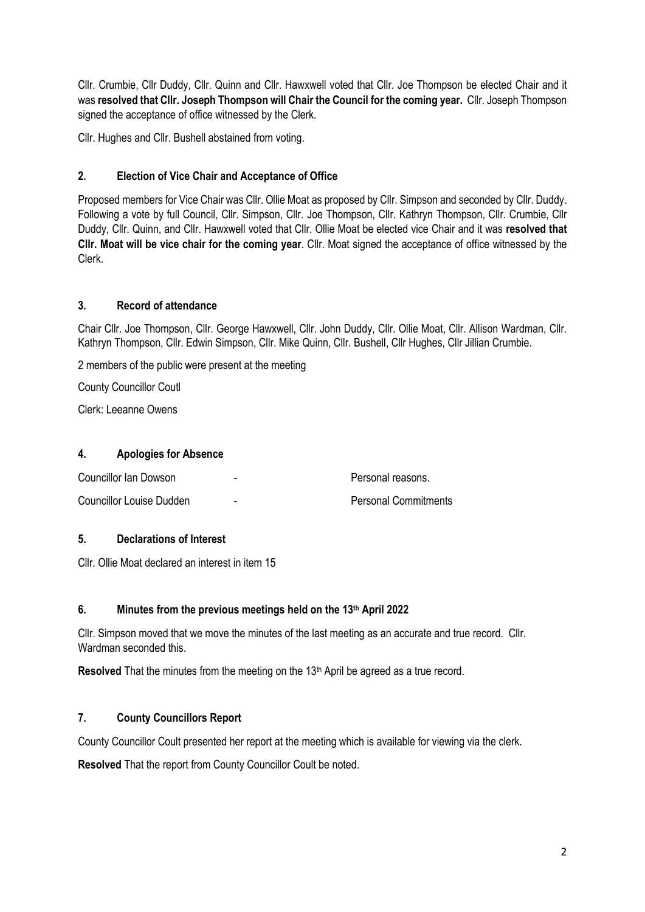Cllr. Crumbie, Cllr Duddy, Cllr. Quinn and Cllr. Hawxwell voted that Cllr. Joe Thompson be elected Chair and it was **resolved that Cllr. Joseph Thompson will Chair the Council for the coming year.** Cllr. Joseph Thompson signed the acceptance of office witnessed by the Clerk.

Cllr. Hughes and Cllr. Bushell abstained from voting.

## 2. Election of Vice Chair and Acceptance of Office

Proposed members for Vice Chair was Cllr. Ollie Moat as proposed by Cllr. Simpson and seconded by Cllr. Duddy. Following a vote by full Council, Cllr. Simpson, Cllr. Joe Thompson, Cllr. Kathryn Thompson, Cllr. Crumbie, Cllr Duddy, Cllr. Quinn, and Cllr. Hawxwell voted that Cllr. Ollie Moat be elected vice Chair and it was **resolved that Cllr. Moat will be vice chair for the coming year**. Cllr. Moat signed the acceptance of office witnessed by the Clerk.

## 3. Record of attendance

Chair Cllr. Joe Thompson, Cllr. George Hawxwell, Cllr. John Duddy, Cllr. Ollie Moat, Cllr. Allison Wardman, Cllr. Kathryn Thompson, Cllr. Edwin Simpson, Cllr. Mike Quinn, Cllr. Bushell, Cllr Hughes, Cllr Jillian Crumbie.

2 members of the public were present at the meeting

County Councillor Coutl

Clerk: Leeanne Owens

## 4. Apologies for Absence

| | | |
|---|---|---|
| Councillor Ian Dowson | - | Personal reasons. |
| Councillor Louise Dudden | - | Personal Commitments |

## 5. Declarations of Interest

Cllr. Ollie Moat declared an interest in item 15

## 6. Minutes from the previous meetings held on the 13th April 2022

Cllr. Simpson moved that we move the minutes of the last meeting as an accurate and true record. Cllr. Wardman seconded this.

**Resolved** That the minutes from the meeting on the 13th April be agreed as a true record.

## 7. County Councillors Report

County Councillor Coult presented her report at the meeting which is available for viewing via the clerk.

**Resolved** That the report from County Councillor Coult be noted.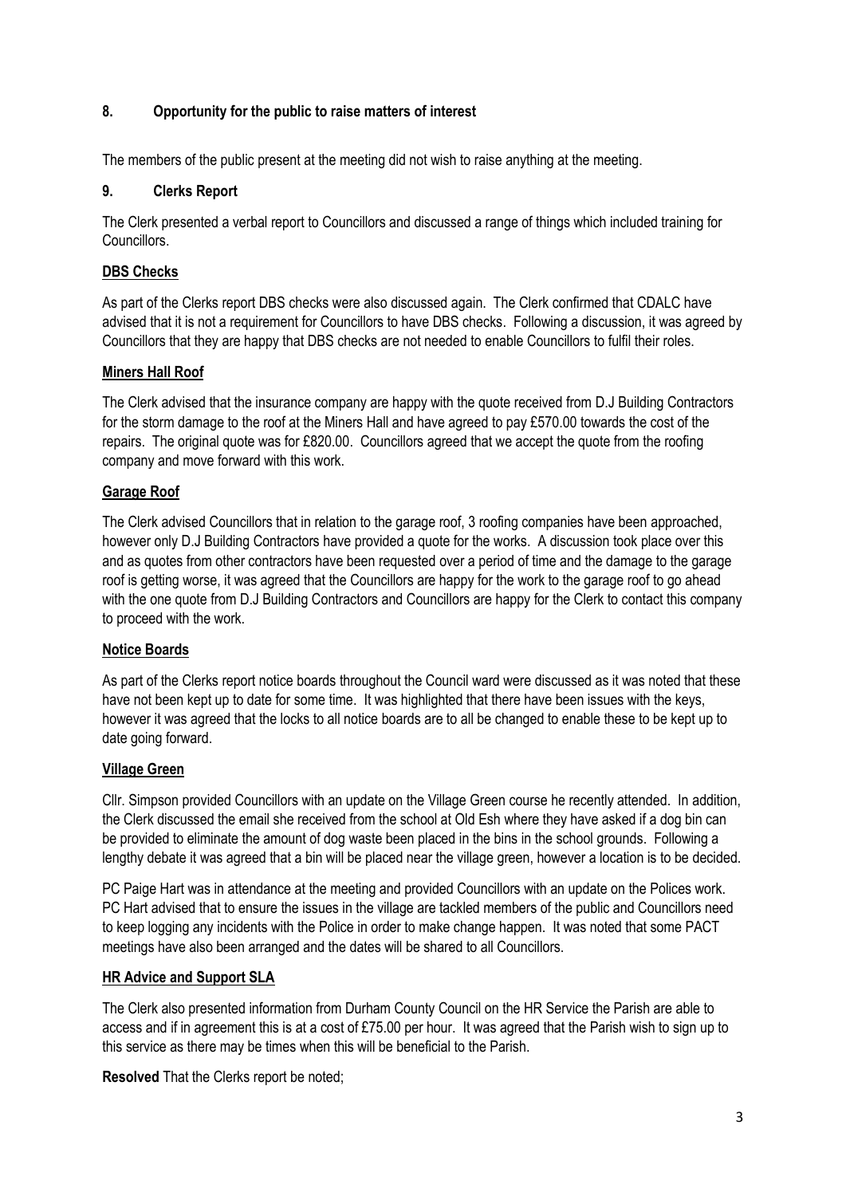## 8. Opportunity for the public to raise matters of interest

The members of the public present at the meeting did not wish to raise anything at the meeting.

## 9. Clerks Report

The Clerk presented a verbal report to Councillors and discussed a range of things which included training for Councillors.

### DBS Checks

As part of the Clerks report DBS checks were also discussed again. The Clerk confirmed that CDALC have advised that it is not a requirement for Councillors to have DBS checks. Following a discussion, it was agreed by Councillors that they are happy that DBS checks are not needed to enable Councillors to fulfil their roles.

### Miners Hall Roof

The Clerk advised that the insurance company are happy with the quote received from D.J Building Contractors for the storm damage to the roof at the Miners Hall and have agreed to pay £570.00 towards the cost of the repairs. The original quote was for £820.00. Councillors agreed that we accept the quote from the roofing company and move forward with this work.

### Garage Roof

The Clerk advised Councillors that in relation to the garage roof, 3 roofing companies have been approached, however only D.J Building Contractors have provided a quote for the works. A discussion took place over this and as quotes from other contractors have been requested over a period of time and the damage to the garage roof is getting worse, it was agreed that the Councillors are happy for the work to the garage roof to go ahead with the one quote from D.J Building Contractors and Councillors are happy for the Clerk to contact this company to proceed with the work.

### Notice Boards

As part of the Clerks report notice boards throughout the Council ward were discussed as it was noted that these have not been kept up to date for some time. It was highlighted that there have been issues with the keys, however it was agreed that the locks to all notice boards are to all be changed to enable these to be kept up to date going forward.

### Village Green

Cllr. Simpson provided Councillors with an update on the Village Green course he recently attended. In addition, the Clerk discussed the email she received from the school at Old Esh where they have asked if a dog bin can be provided to eliminate the amount of dog waste been placed in the bins in the school grounds. Following a lengthy debate it was agreed that a bin will be placed near the village green, however a location is to be decided.

PC Paige Hart was in attendance at the meeting and provided Councillors with an update on the Polices work. PC Hart advised that to ensure the issues in the village are tackled members of the public and Councillors need to keep logging any incidents with the Police in order to make change happen. It was noted that some PACT meetings have also been arranged and the dates will be shared to all Councillors.

### HR Advice and Support SLA

The Clerk also presented information from Durham County Council on the HR Service the Parish are able to access and if in agreement this is at a cost of £75.00 per hour. It was agreed that the Parish wish to sign up to this service as there may be times when this will be beneficial to the Parish.

**Resolved** That the Clerks report be noted;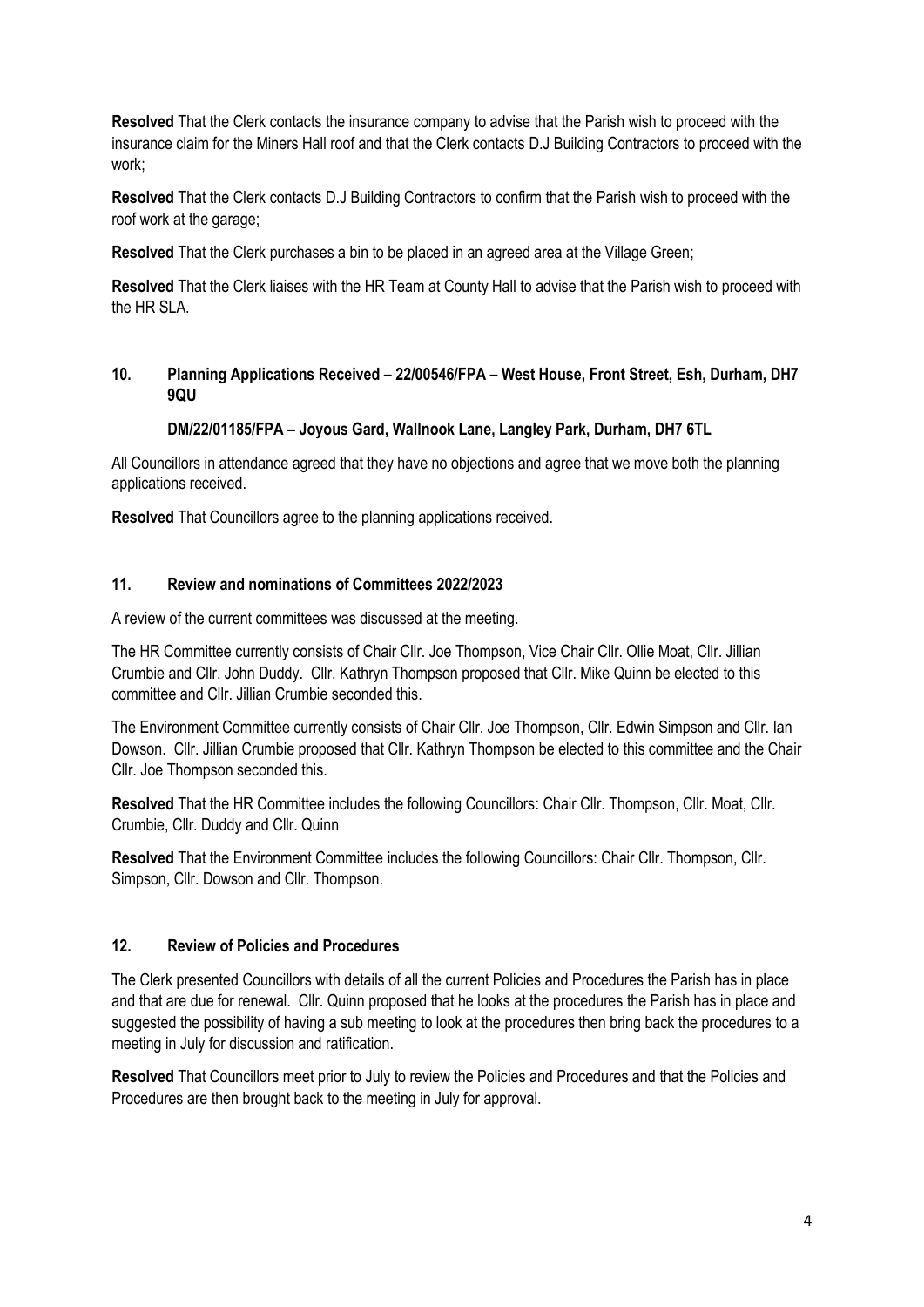**Resolved** That the Clerk contacts the insurance company to advise that the Parish wish to proceed with the insurance claim for the Miners Hall roof and that the Clerk contacts D.J Building Contractors to proceed with the work;

**Resolved** That the Clerk contacts D.J Building Contractors to confirm that the Parish wish to proceed with the roof work at the garage;

**Resolved** That the Clerk purchases a bin to be placed in an agreed area at the Village Green;

**Resolved** That the Clerk liaises with the HR Team at County Hall to advise that the Parish wish to proceed with the HR SLA.

## 10. Planning Applications Received – 22/00546/FPA – West House, Front Street, Esh, Durham, DH7 9QU

**DM/22/01185/FPA – Joyous Gard, Wallnook Lane, Langley Park, Durham, DH7 6TL**

All Councillors in attendance agreed that they have no objections and agree that we move both the planning applications received.

**Resolved** That Councillors agree to the planning applications received.

## 11. Review and nominations of Committees 2022/2023

A review of the current committees was discussed at the meeting.

The HR Committee currently consists of Chair Cllr. Joe Thompson, Vice Chair Cllr. Ollie Moat, Cllr. Jillian Crumbie and Cllr. John Duddy. Cllr. Kathryn Thompson proposed that Cllr. Mike Quinn be elected to this committee and Cllr. Jillian Crumbie seconded this.

The Environment Committee currently consists of Chair Cllr. Joe Thompson, Cllr. Edwin Simpson and Cllr. Ian Dowson. Cllr. Jillian Crumbie proposed that Cllr. Kathryn Thompson be elected to this committee and the Chair Cllr. Joe Thompson seconded this.

**Resolved** That the HR Committee includes the following Councillors: Chair Cllr. Thompson, Cllr. Moat, Cllr. Crumbie, Cllr. Duddy and Cllr. Quinn

**Resolved** That the Environment Committee includes the following Councillors: Chair Cllr. Thompson, Cllr. Simpson, Cllr. Dowson and Cllr. Thompson.

## 12. Review of Policies and Procedures

The Clerk presented Councillors with details of all the current Policies and Procedures the Parish has in place and that are due for renewal. Cllr. Quinn proposed that he looks at the procedures the Parish has in place and suggested the possibility of having a sub meeting to look at the procedures then bring back the procedures to a meeting in July for discussion and ratification.

**Resolved** That Councillors meet prior to July to review the Policies and Procedures and that the Policies and Procedures are then brought back to the meeting in July for approval.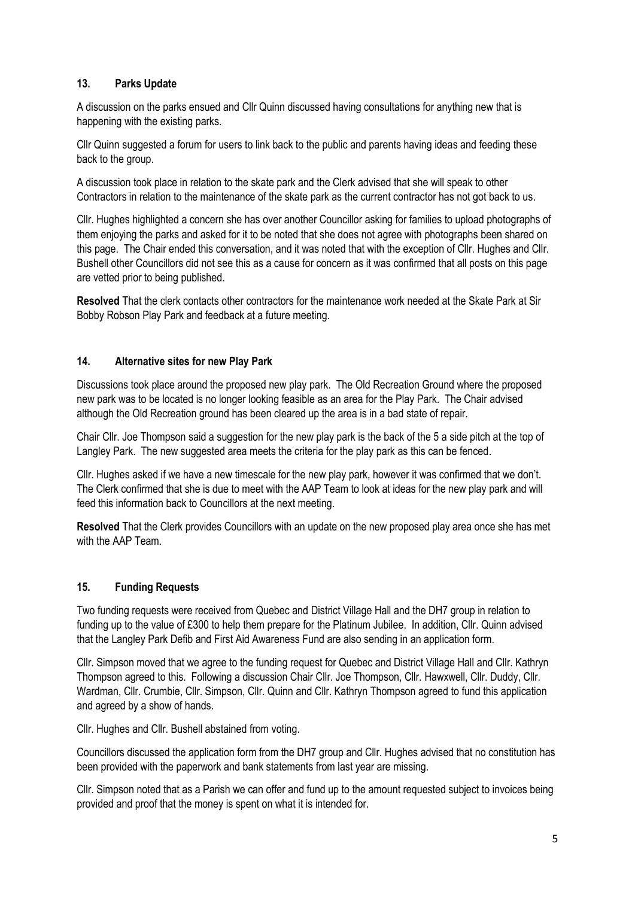## 13. Parks Update

A discussion on the parks ensued and Cllr Quinn discussed having consultations for anything new that is happening with the existing parks.

Cllr Quinn suggested a forum for users to link back to the public and parents having ideas and feeding these back to the group.

A discussion took place in relation to the skate park and the Clerk advised that she will speak to other Contractors in relation to the maintenance of the skate park as the current contractor has not got back to us.

Cllr. Hughes highlighted a concern she has over another Councillor asking for families to upload photographs of them enjoying the parks and asked for it to be noted that she does not agree with photographs been shared on this page. The Chair ended this conversation, and it was noted that with the exception of Cllr. Hughes and Cllr. Bushell other Councillors did not see this as a cause for concern as it was confirmed that all posts on this page are vetted prior to being published.

**Resolved** That the clerk contacts other contractors for the maintenance work needed at the Skate Park at Sir Bobby Robson Play Park and feedback at a future meeting.

## 14. Alternative sites for new Play Park

Discussions took place around the proposed new play park. The Old Recreation Ground where the proposed new park was to be located is no longer looking feasible as an area for the Play Park. The Chair advised although the Old Recreation ground has been cleared up the area is in a bad state of repair.

Chair Cllr. Joe Thompson said a suggestion for the new play park is the back of the 5 a side pitch at the top of Langley Park. The new suggested area meets the criteria for the play park as this can be fenced.

Cllr. Hughes asked if we have a new timescale for the new play park, however it was confirmed that we don't. The Clerk confirmed that she is due to meet with the AAP Team to look at ideas for the new play park and will feed this information back to Councillors at the next meeting.

**Resolved** That the Clerk provides Councillors with an update on the new proposed play area once she has met with the AAP Team.

## 15. Funding Requests

Two funding requests were received from Quebec and District Village Hall and the DH7 group in relation to funding up to the value of £300 to help them prepare for the Platinum Jubilee. In addition, Cllr. Quinn advised that the Langley Park Defib and First Aid Awareness Fund are also sending in an application form.

Cllr. Simpson moved that we agree to the funding request for Quebec and District Village Hall and Cllr. Kathryn Thompson agreed to this. Following a discussion Chair Cllr. Joe Thompson, Cllr. Hawxwell, Cllr. Duddy, Cllr. Wardman, Cllr. Crumbie, Cllr. Simpson, Cllr. Quinn and Cllr. Kathryn Thompson agreed to fund this application and agreed by a show of hands.

Cllr. Hughes and Cllr. Bushell abstained from voting.

Councillors discussed the application form from the DH7 group and Cllr. Hughes advised that no constitution has been provided with the paperwork and bank statements from last year are missing.

Cllr. Simpson noted that as a Parish we can offer and fund up to the amount requested subject to invoices being provided and proof that the money is spent on what it is intended for.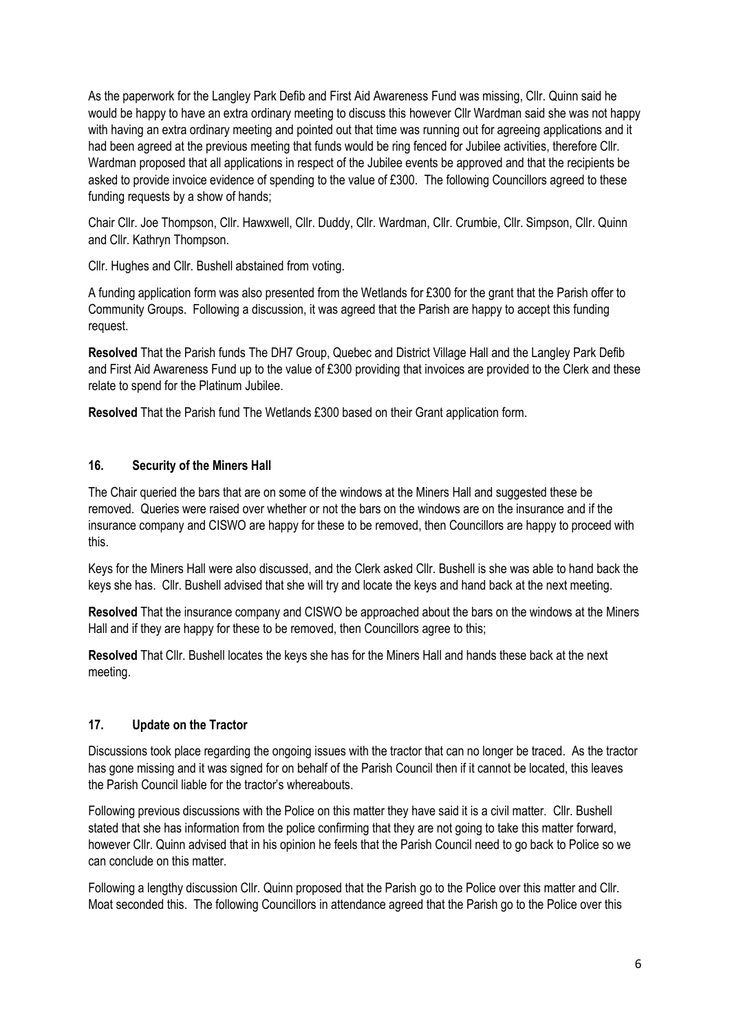As the paperwork for the Langley Park Defib and First Aid Awareness Fund was missing, Cllr. Quinn said he would be happy to have an extra ordinary meeting to discuss this however Cllr Wardman said she was not happy with having an extra ordinary meeting and pointed out that time was running out for agreeing applications and it had been agreed at the previous meeting that funds would be ring fenced for Jubilee activities, therefore Cllr. Wardman proposed that all applications in respect of the Jubilee events be approved and that the recipients be asked to provide invoice evidence of spending to the value of £300. The following Councillors agreed to these funding requests by a show of hands;

Chair Cllr. Joe Thompson, Cllr. Hawxwell, Cllr. Duddy, Cllr. Wardman, Cllr. Crumbie, Cllr. Simpson, Cllr. Quinn and Cllr. Kathryn Thompson.

Cllr. Hughes and Cllr. Bushell abstained from voting.

A funding application form was also presented from the Wetlands for £300 for the grant that the Parish offer to Community Groups. Following a discussion, it was agreed that the Parish are happy to accept this funding request.

**Resolved** That the Parish funds The DH7 Group, Quebec and District Village Hall and the Langley Park Defib and First Aid Awareness Fund up to the value of £300 providing that invoices are provided to the Clerk and these relate to spend for the Platinum Jubilee.

**Resolved** That the Parish fund The Wetlands £300 based on their Grant application form.

## 16. Security of the Miners Hall

The Chair queried the bars that are on some of the windows at the Miners Hall and suggested these be removed. Queries were raised over whether or not the bars on the windows are on the insurance and if the insurance company and CISWO are happy for these to be removed, then Councillors are happy to proceed with this.

Keys for the Miners Hall were also discussed, and the Clerk asked Cllr. Bushell is she was able to hand back the keys she has. Cllr. Bushell advised that she will try and locate the keys and hand back at the next meeting.

**Resolved** That the insurance company and CISWO be approached about the bars on the windows at the Miners Hall and if they are happy for these to be removed, then Councillors agree to this;

**Resolved** That Cllr. Bushell locates the keys she has for the Miners Hall and hands these back at the next meeting.

## 17. Update on the Tractor

Discussions took place regarding the ongoing issues with the tractor that can no longer be traced. As the tractor has gone missing and it was signed for on behalf of the Parish Council then if it cannot be located, this leaves the Parish Council liable for the tractor's whereabouts.

Following previous discussions with the Police on this matter they have said it is a civil matter. Cllr. Bushell stated that she has information from the police confirming that they are not going to take this matter forward, however Cllr. Quinn advised that in his opinion he feels that the Parish Council need to go back to Police so we can conclude on this matter.

Following a lengthy discussion Cllr. Quinn proposed that the Parish go to the Police over this matter and Cllr. Moat seconded this. The following Councillors in attendance agreed that the Parish go to the Police over this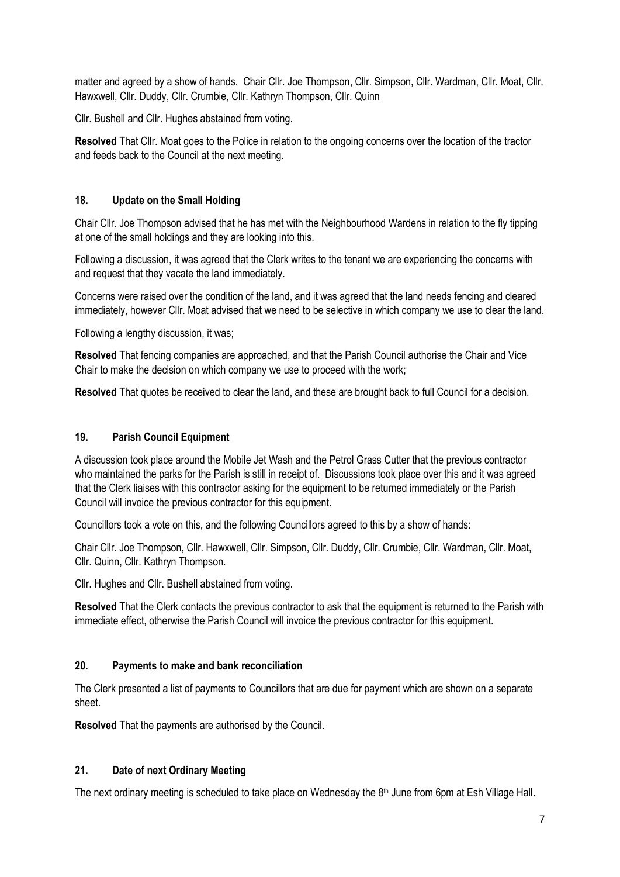matter and agreed by a show of hands. Chair Cllr. Joe Thompson, Cllr. Simpson, Cllr. Wardman, Cllr. Moat, Cllr. Hawxwell, Cllr. Duddy, Cllr. Crumbie, Cllr. Kathryn Thompson, Cllr. Quinn

Cllr. Bushell and Cllr. Hughes abstained from voting.

**Resolved** That Cllr. Moat goes to the Police in relation to the ongoing concerns over the location of the tractor and feeds back to the Council at the next meeting.

## 18. Update on the Small Holding

Chair Cllr. Joe Thompson advised that he has met with the Neighbourhood Wardens in relation to the fly tipping at one of the small holdings and they are looking into this.

Following a discussion, it was agreed that the Clerk writes to the tenant we are experiencing the concerns with and request that they vacate the land immediately.

Concerns were raised over the condition of the land, and it was agreed that the land needs fencing and cleared immediately, however Cllr. Moat advised that we need to be selective in which company we use to clear the land.

Following a lengthy discussion, it was;

**Resolved** That fencing companies are approached, and that the Parish Council authorise the Chair and Vice Chair to make the decision on which company we use to proceed with the work;

**Resolved** That quotes be received to clear the land, and these are brought back to full Council for a decision.

## 19. Parish Council Equipment

A discussion took place around the Mobile Jet Wash and the Petrol Grass Cutter that the previous contractor who maintained the parks for the Parish is still in receipt of. Discussions took place over this and it was agreed that the Clerk liaises with this contractor asking for the equipment to be returned immediately or the Parish Council will invoice the previous contractor for this equipment.

Councillors took a vote on this, and the following Councillors agreed to this by a show of hands:

Chair Cllr. Joe Thompson, Cllr. Hawxwell, Cllr. Simpson, Cllr. Duddy, Cllr. Crumbie, Cllr. Wardman, Cllr. Moat, Cllr. Quinn, Cllr. Kathryn Thompson.

Cllr. Hughes and Cllr. Bushell abstained from voting.

**Resolved** That the Clerk contacts the previous contractor to ask that the equipment is returned to the Parish with immediate effect, otherwise the Parish Council will invoice the previous contractor for this equipment.

## 20. Payments to make and bank reconciliation

The Clerk presented a list of payments to Councillors that are due for payment which are shown on a separate sheet.

**Resolved** That the payments are authorised by the Council.

## 21. Date of next Ordinary Meeting

The next ordinary meeting is scheduled to take place on Wednesday the 8th June from 6pm at Esh Village Hall.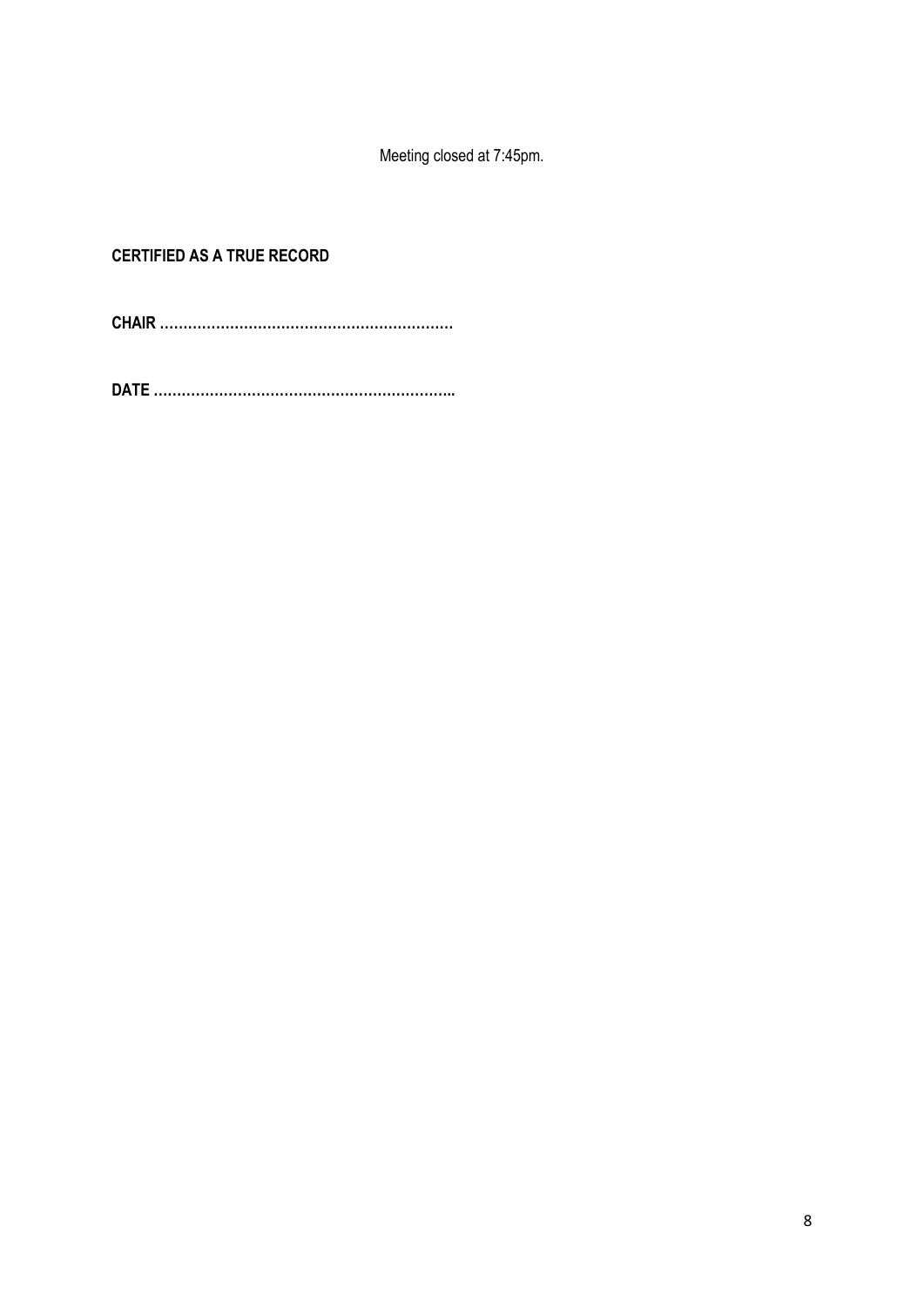Meeting closed at 7:45pm.

**CERTIFIED AS A TRUE RECORD**

**CHAIR ………………………………………………………**

**DATE ………………………………………………………..**